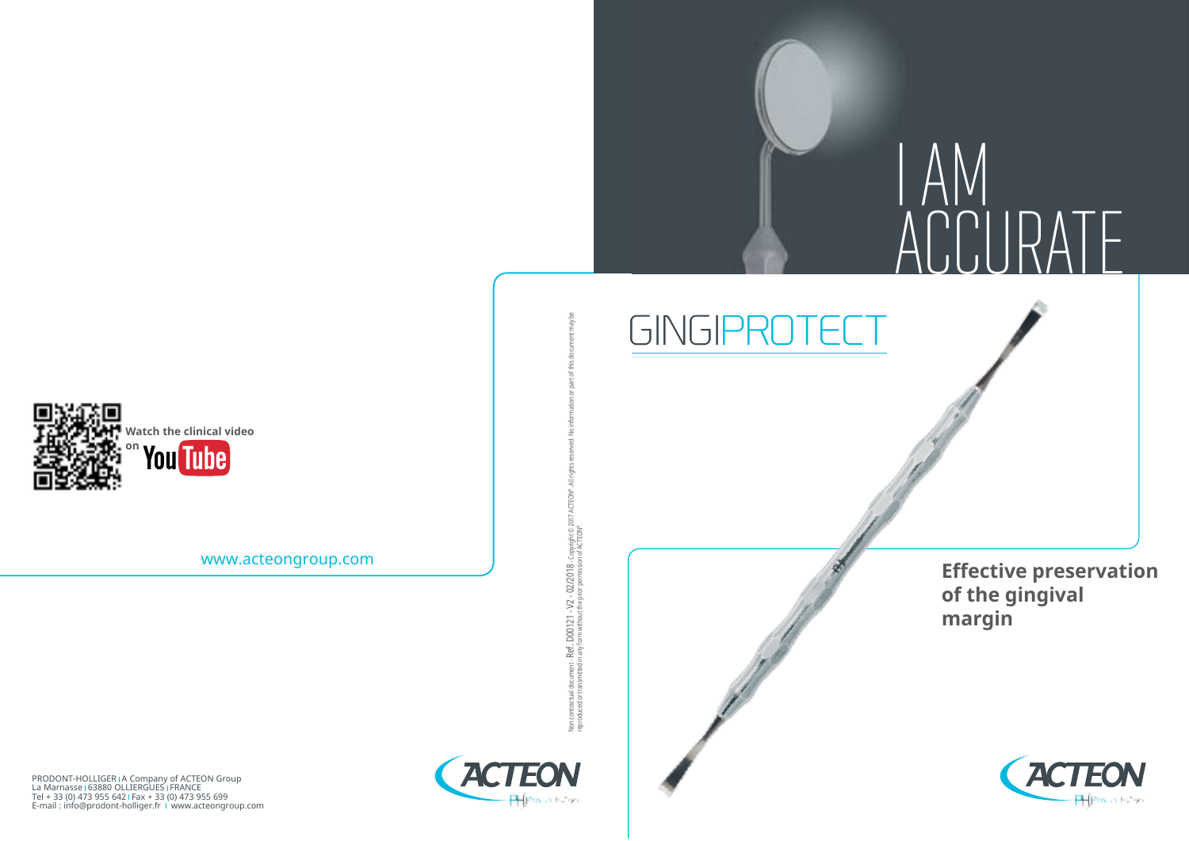# I AM ACCURATE

# GINGIPROTECT

**Effective preservation of the gingival margin**

Watch the clinical video on YouTube

www.acteongroup.com

Non contractual document - Ref. D00121 - V2 - 02/2018 - Copyright © 2017 ACTEON®. All rights reserved. No information or part of this document may be reproduced or transmitted in any form without the prior permission of ACTEON®.

PRODONT-HOLLIGER | A Company of ACTEON Group
La Marnasse | 63880 OLLIERGUES | FRANCE
Tel + 33 (0) 473 955 642 | Fax + 33 (0) 473 955 699
E-mail : info@prodont-holliger.fr | www.acteongroup.com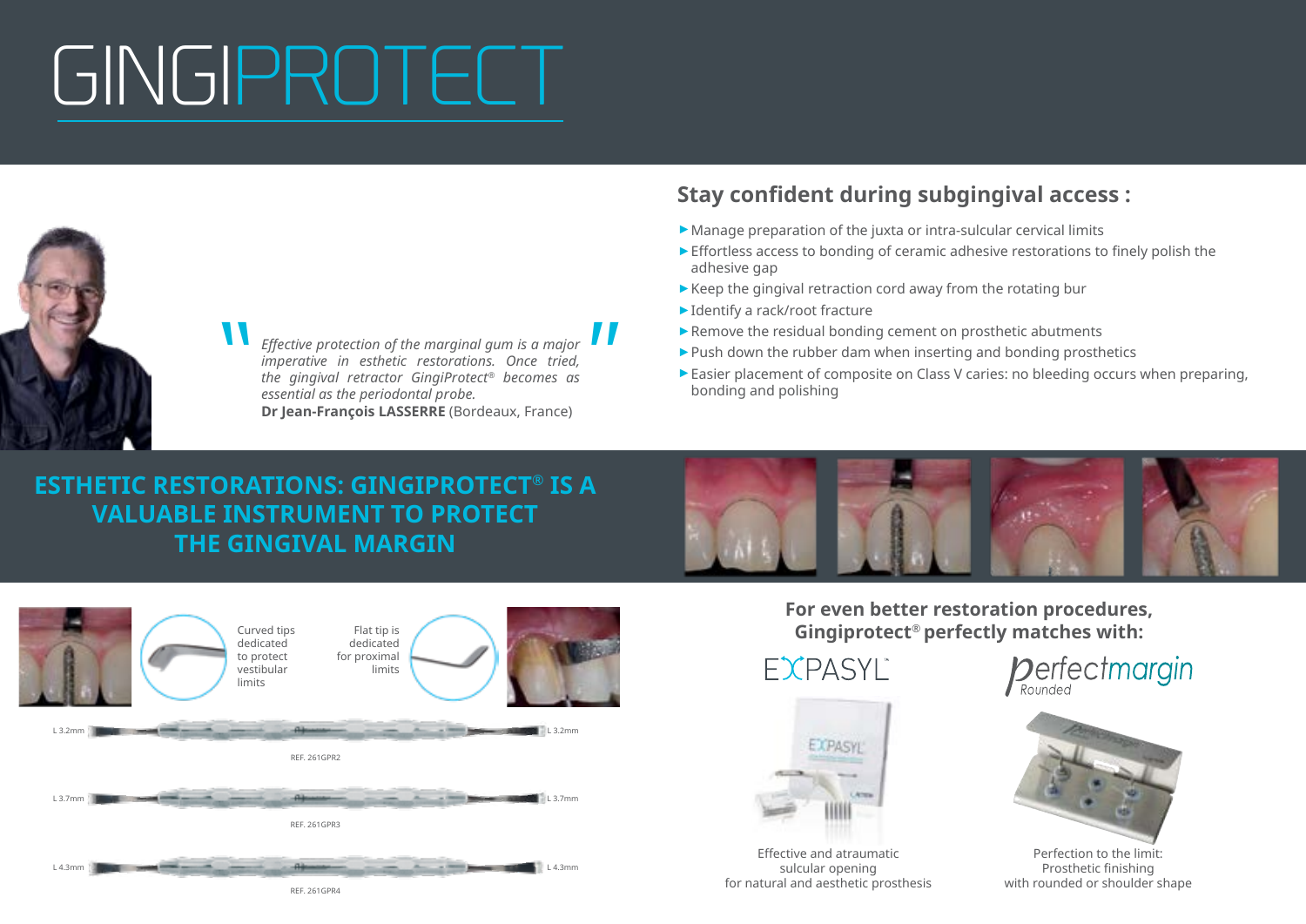# GINGIPROTECT

> *Effective protection of the marginal gum is a major imperative in esthetic restorations. Once tried, the gingival retractor GingiProtect® becomes as essential as the periodontal probe.*
> **Dr Jean-François LASSERRE** (Bordeaux, France)

## Stay confident during subgingival access :

- Manage preparation of the juxta or intra-sulcular cervical limits
- Effortless access to bonding of ceramic adhesive restorations to finely polish the adhesive gap
- Keep the gingival retraction cord away from the rotating bur
- Identify a rack/root fracture
- Remove the residual bonding cement on prosthetic abutments
- Push down the rubber dam when inserting and bonding prosthetics
- Easier placement of composite on Class V caries: no bleeding occurs when preparing, bonding and polishing

## ESTHETIC RESTORATIONS: GINGIPROTECT® IS A VALUABLE INSTRUMENT TO PROTECT THE GINGIVAL MARGIN

Curved tips dedicated to protect vestibular limits

Flat tip is dedicated for proximal limits

L 3.2mm — L 3.2mm

REF. 261GPR2

L 3.7mm — L 3.7mm

REF. 261GPR3

L 4.3mm — L 4.3mm

REF. 261GPR4

### For even better restoration procedures, Gingiprotect® perfectly matches with:

**EXPASYL™**

Effective and atraumatic sulcular opening for natural and aesthetic prosthesis

**perfectmargin** Rounded

Perfection to the limit: Prosthetic finishing with rounded or shoulder shape